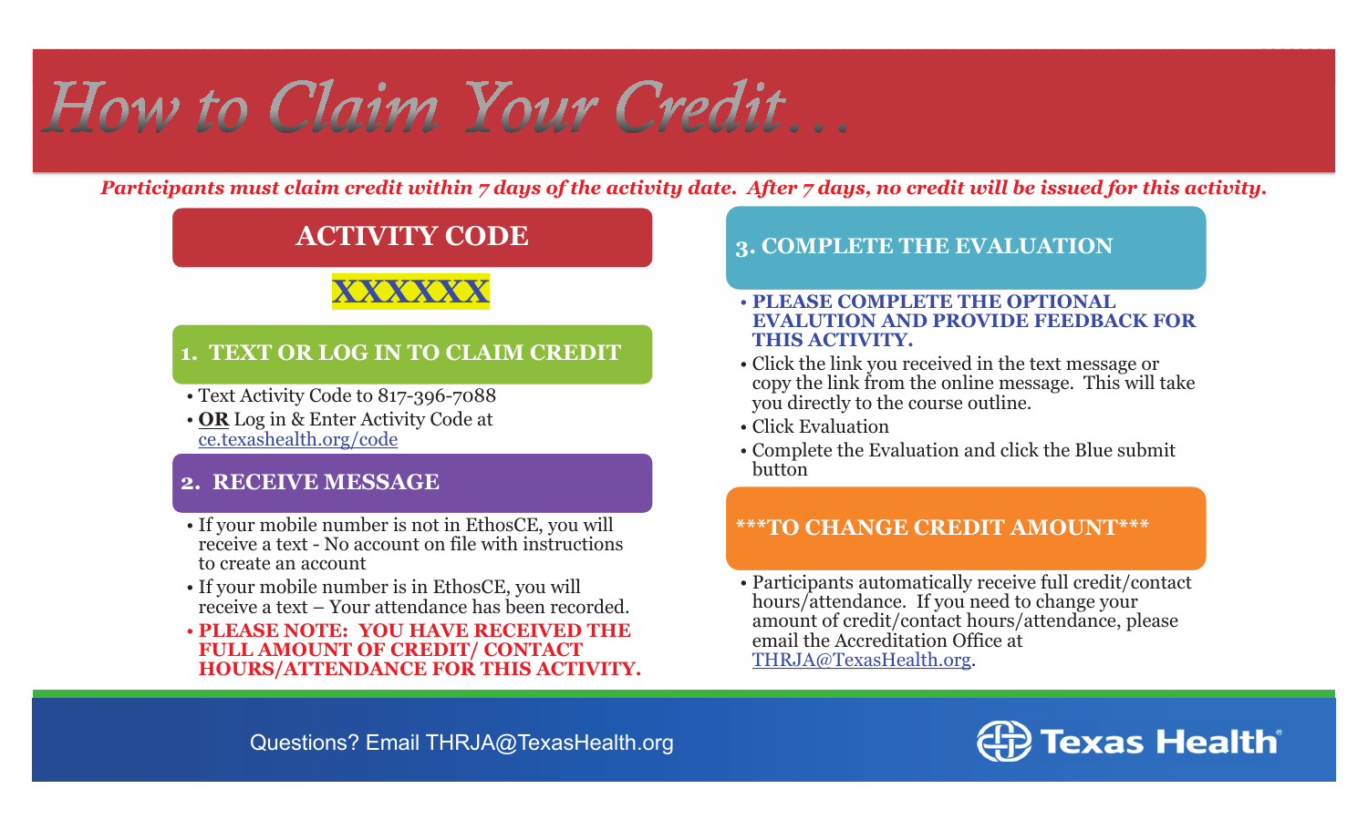# How to Claim Your Credit…

***Participants must claim credit within 7 days of the activity date. After 7 days, no credit will be issued for this activity.***

## ACTIVITY CODE

**XXXXXX**

## 1. TEXT OR LOG IN TO CLAIM CREDIT

- Text Activity Code to 817-396-7088
- **OR** Log in & Enter Activity Code at ce.texashealth.org/code

## 2. RECEIVE MESSAGE

- If your mobile number is not in EthosCE, you will receive a text - No account on file with instructions to create an account
- If your mobile number is in EthosCE, you will receive a text – Your attendance has been recorded.
- **PLEASE NOTE: YOU HAVE RECEIVED THE FULL AMOUNT OF CREDIT/ CONTACT HOURS/ATTENDANCE FOR THIS ACTIVITY.**

## 3. COMPLETE THE EVALUATION

- **PLEASE COMPLETE THE OPTIONAL EVALUTION AND PROVIDE FEEDBACK FOR THIS ACTIVITY.**
- Click the link you received in the text message or copy the link from the online message. This will take you directly to the course outline.
- Click Evaluation
- Complete the Evaluation and click the Blue submit button

## ***TO CHANGE CREDIT AMOUNT***

- Participants automatically receive full credit/contact hours/attendance. If you need to change your amount of credit/contact hours/attendance, please email the Accreditation Office at THRJA@TexasHealth.org.

Questions? Email THRJA@TexasHealth.org

Texas Health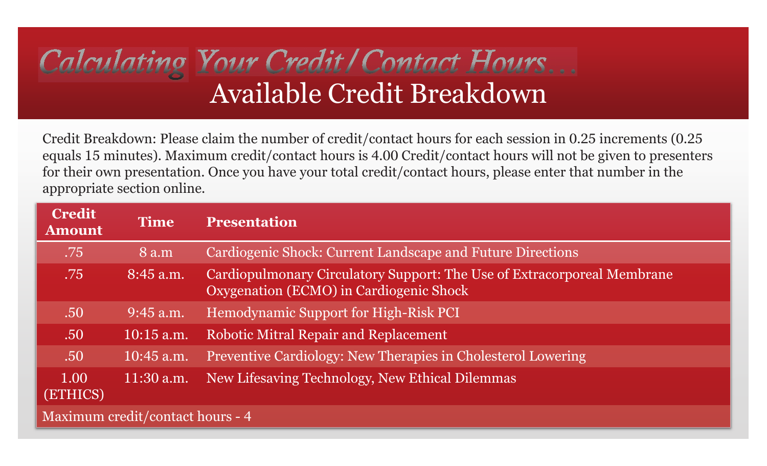# Calculating Your Credit/Contact Hours…

## Available Credit Breakdown

Credit Breakdown: Please claim the number of credit/contact hours for each session in 0.25 increments (0.25 equals 15 minutes). Maximum credit/contact hours is 4.00 Credit/contact hours will not be given to presenters for their own presentation. Once you have your total credit/contact hours, please enter that number in the appropriate section online.

| Credit Amount | Time | Presentation |
|---|---|---|
| .75 | 8 a.m | Cardiogenic Shock: Current Landscape and Future Directions |
| .75 | 8:45 a.m. | Cardiopulmonary Circulatory Support: The Use of Extracorporeal Membrane Oxygenation (ECMO) in Cardiogenic Shock |
| .50 | 9:45 a.m. | Hemodynamic Support for High-Risk PCI |
| .50 | 10:15 a.m. | Robotic Mitral Repair and Replacement |
| .50 | 10:45 a.m. | Preventive Cardiology: New Therapies in Cholesterol Lowering |
| 1.00 (ETHICS) | 11:30 a.m. | New Lifesaving Technology, New Ethical Dilemmas |
| Maximum credit/contact hours - 4 | | |